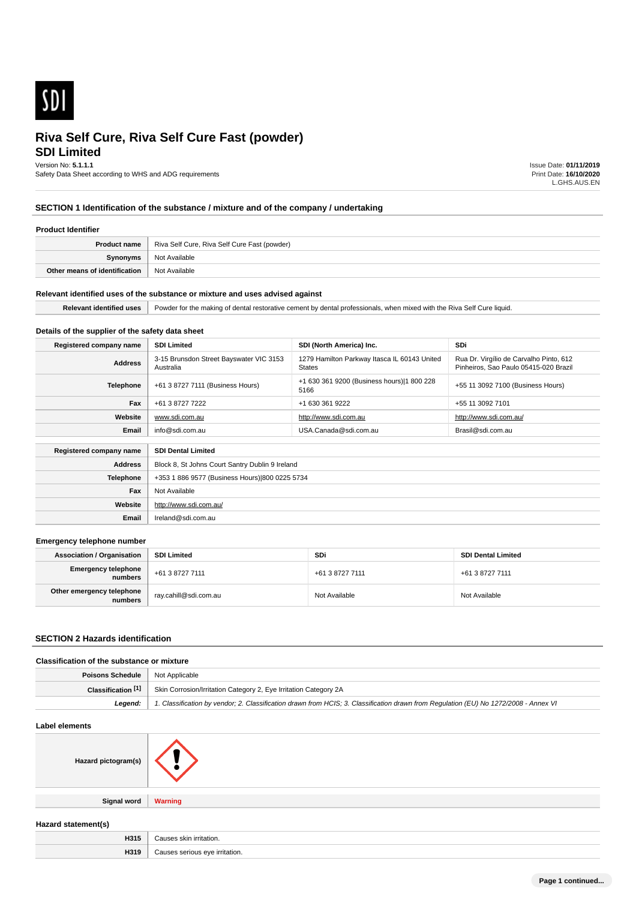# Riva Self Cure, Riva Self Cure Fast (powder)

## SDI Limited

Version No: **5.1.1.1**
Safety Data Sheet according to WHS and ADG requirements

Issue Date: **01/11/2019**
Print Date: **16/10/2020**
L.GHS.AUS.EN

## SECTION 1 Identification of the substance / mixture and of the company / undertaking

### Product Identifier

| | |
|---|---|
| **Product name** | Riva Self Cure, Riva Self Cure Fast (powder) |
| **Synonyms** | Not Available |
| **Other means of identification** | Not Available |

### Relevant identified uses of the substance or mixture and uses advised against

| | |
|---|---|
| **Relevant identified uses** | Powder for the making of dental restorative cement by dental professionals, when mixed with the Riva Self Cure liquid. |

### Details of the supplier of the safety data sheet

| **Registered company name** | **SDI Limited** | **SDI (North America) Inc.** | **SDi** |
|---|---|---|---|
| **Address** | 3-15 Brunsdon Street Bayswater VIC 3153 Australia | 1279 Hamilton Parkway Itasca IL 60143 United States | Rua Dr. Virgílio de Carvalho Pinto, 612 Pinheiros, Sao Paulo 05415-020 Brazil |
| **Telephone** | +61 3 8727 7111 (Business Hours) | +1 630 361 9200 (Business hours)\|1 800 228 5166 | +55 11 3092 7100 (Business Hours) |
| **Fax** | +61 3 8727 7222 | +1 630 361 9222 | +55 11 3092 7101 |
| **Website** | www.sdi.com.au | http://www.sdi.com.au | http://www.sdi.com.au/ |
| **Email** | info@sdi.com.au | USA.Canada@sdi.com.au | Brasil@sdi.com.au |

| **Registered company name** | **SDI Dental Limited** |
|---|---|
| **Address** | Block 8, St Johns Court Santry Dublin 9 Ireland |
| **Telephone** | +353 1 886 9577 (Business Hours)\|800 0225 5734 |
| **Fax** | Not Available |
| **Website** | http://www.sdi.com.au/ |
| **Email** | Ireland@sdi.com.au |

### Emergency telephone number

| **Association / Organisation** | **SDI Limited** | **SDi** | **SDI Dental Limited** |
|---|---|---|---|
| **Emergency telephone numbers** | +61 3 8727 7111 | +61 3 8727 7111 | +61 3 8727 7111 |
| **Other emergency telephone numbers** | ray.cahill@sdi.com.au | Not Available | Not Available |

## SECTION 2 Hazards identification

### Classification of the substance or mixture

| | |
|---|---|
| **Poisons Schedule** | Not Applicable |
| **Classification [1]** | Skin Corrosion/Irritation Category 2, Eye Irritation Category 2A |
| ***Legend:*** | *1. Classification by vendor; 2. Classification drawn from HCIS; 3. Classification drawn from Regulation (EU) No 1272/2008 - Annex VI* |

### Label elements

| | |
|---|---|
| **Hazard pictogram(s)** | |
| **Signal word** | Warning |

### Hazard statement(s)

| | |
|---|---|
| **H315** | Causes skin irritation. |
| **H319** | Causes serious eye irritation. |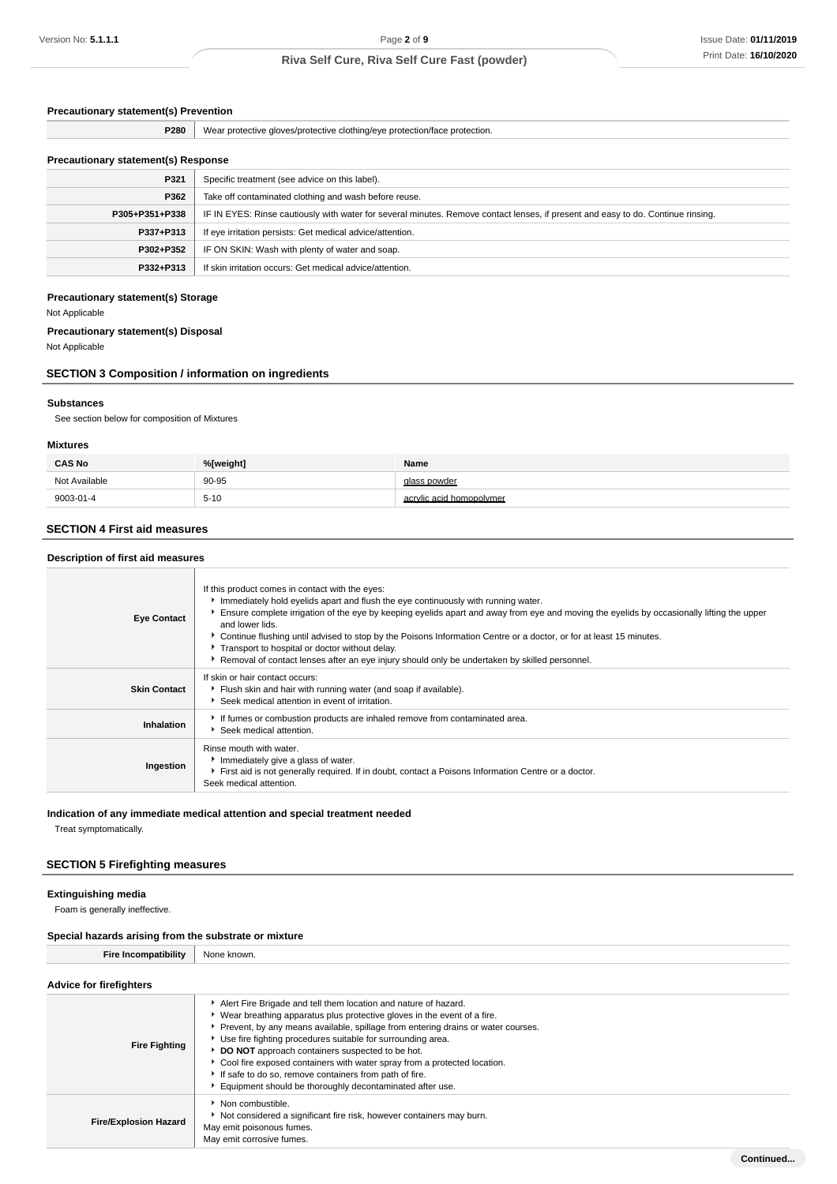### Precautionary statement(s) Prevention

| | |
|---|---|
| P280 | Wear protective gloves/protective clothing/eye protection/face protection. |

### Precautionary statement(s) Response

| | |
|---|---|
| P321 | Specific treatment (see advice on this label). |
| P362 | Take off contaminated clothing and wash before reuse. |
| P305+P351+P338 | IF IN EYES: Rinse cautiously with water for several minutes. Remove contact lenses, if present and easy to do. Continue rinsing. |
| P337+P313 | If eye irritation persists: Get medical advice/attention. |
| P302+P352 | IF ON SKIN: Wash with plenty of water and soap. |
| P332+P313 | If skin irritation occurs: Get medical advice/attention. |

### Precautionary statement(s) Storage

Not Applicable

### Precautionary statement(s) Disposal

Not Applicable

## SECTION 3 Composition / information on ingredients

### Substances

See section below for composition of Mixtures

### Mixtures

| CAS No | %[weight] | Name |
|---|---|---|
| Not Available | 90-95 | glass powder |
| 9003-01-4 | 5-10 | acrylic acid homopolymer |

## SECTION 4 First aid measures

### Description of first aid measures

| | |
|---|---|
| Eye Contact | If this product comes in contact with the eyes:<br>▸ Immediately hold eyelids apart and flush the eye continuously with running water.<br>▸ Ensure complete irrigation of the eye by keeping eyelids apart and away from eye and moving the eyelids by occasionally lifting the upper and lower lids.<br>▸ Continue flushing until advised to stop by the Poisons Information Centre or a doctor, or for at least 15 minutes.<br>▸ Transport to hospital or doctor without delay.<br>▸ Removal of contact lenses after an eye injury should only be undertaken by skilled personnel. |
| Skin Contact | If skin or hair contact occurs:<br>▸ Flush skin and hair with running water (and soap if available).<br>▸ Seek medical attention in event of irritation. |
| Inhalation | ▸ If fumes or combustion products are inhaled remove from contaminated area.<br>▸ Seek medical attention. |
| Ingestion | Rinse mouth with water.<br>▸ Immediately give a glass of water.<br>▸ First aid is not generally required. If in doubt, contact a Poisons Information Centre or a doctor.<br>Seek medical attention. |

### Indication of any immediate medical attention and special treatment needed

Treat symptomatically.

## SECTION 5 Firefighting measures

### Extinguishing media

Foam is generally ineffective.

### Special hazards arising from the substrate or mixture

| | |
|---|---|
| Fire Incompatibility | None known. |

### Advice for firefighters

| | |
|---|---|
| Fire Fighting | ▸ Alert Fire Brigade and tell them location and nature of hazard.<br>▸ Wear breathing apparatus plus protective gloves in the event of a fire.<br>▸ Prevent, by any means available, spillage from entering drains or water courses.<br>▸ Use fire fighting procedures suitable for surrounding area.<br>▸ **DO NOT** approach containers suspected to be hot.<br>▸ Cool fire exposed containers with water spray from a protected location.<br>▸ If safe to do so, remove containers from path of fire.<br>▸ Equipment should be thoroughly decontaminated after use. |
| Fire/Explosion Hazard | ▸ Non combustible.<br>▸ Not considered a significant fire risk, however containers may burn.<br>May emit poisonous fumes.<br>May emit corrosive fumes. |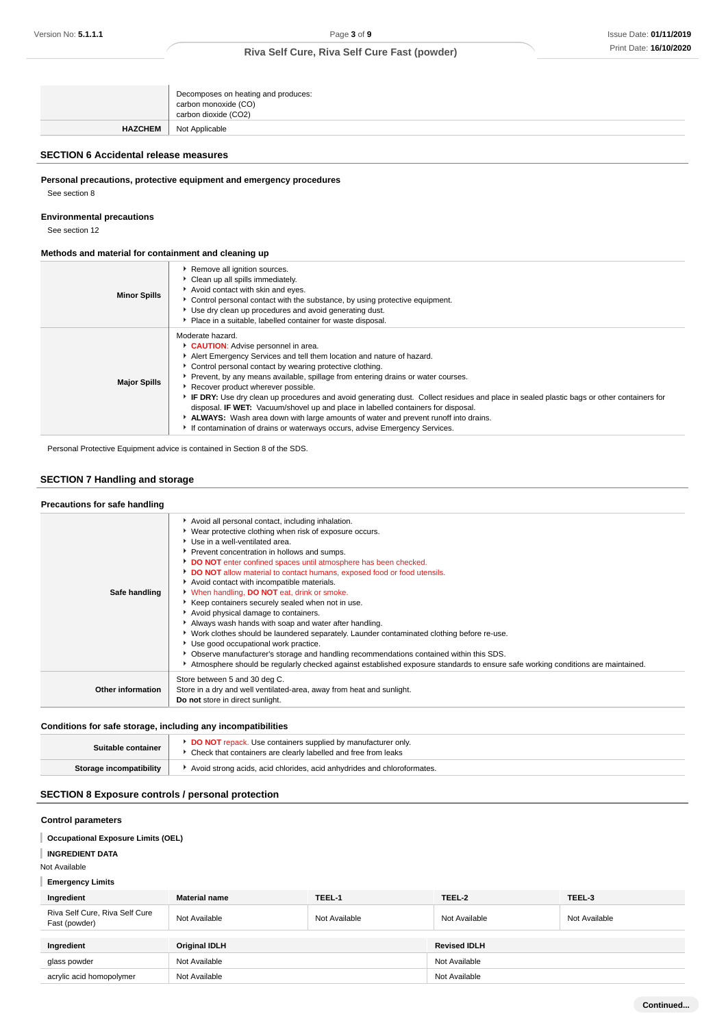|  |  |
|---|---|
|  | Decomposes on heating and produces:<br>carbon monoxide (CO)<br>carbon dioxide (CO2) |
| **HAZCHEM** | Not Applicable |

## SECTION 6 Accidental release measures

### Personal precautions, protective equipment and emergency procedures

See section 8

### Environmental precautions

See section 12

### Methods and material for containment and cleaning up

|  |  |
|---|---|
| **Minor Spills** | ▸ Remove all ignition sources.<br>▸ Clean up all spills immediately.<br>▸ Avoid contact with skin and eyes.<br>▸ Control personal contact with the substance, by using protective equipment.<br>▸ Use dry clean up procedures and avoid generating dust.<br>▸ Place in a suitable, labelled container for waste disposal. |
| **Major Spills** | Moderate hazard.<br>▸ **CAUTION**: Advise personnel in area.<br>▸ Alert Emergency Services and tell them location and nature of hazard.<br>▸ Control personal contact by wearing protective clothing.<br>▸ Prevent, by any means available, spillage from entering drains or water courses.<br>▸ Recover product wherever possible.<br>▸ **IF DRY:** Use dry clean up procedures and avoid generating dust. Collect residues and place in sealed plastic bags or other containers for disposal. **IF WET:** Vacuum/shovel up and place in labelled containers for disposal.<br>▸ **ALWAYS:** Wash area down with large amounts of water and prevent runoff into drains.<br>▸ If contamination of drains or waterways occurs, advise Emergency Services. |

Personal Protective Equipment advice is contained in Section 8 of the SDS.

## SECTION 7 Handling and storage

### Precautions for safe handling

|  |  |
|---|---|
| **Safe handling** | ▸ Avoid all personal contact, including inhalation.<br>▸ Wear protective clothing when risk of exposure occurs.<br>▸ Use in a well-ventilated area.<br>▸ Prevent concentration in hollows and sumps.<br>▸ **DO NOT** enter confined spaces until atmosphere has been checked.<br>▸ **DO NOT** allow material to contact humans, exposed food or food utensils.<br>▸ Avoid contact with incompatible materials.<br>▸ When handling, **DO NOT** eat, drink or smoke.<br>▸ Keep containers securely sealed when not in use.<br>▸ Avoid physical damage to containers.<br>▸ Always wash hands with soap and water after handling.<br>▸ Work clothes should be laundered separately. Launder contaminated clothing before re-use.<br>▸ Use good occupational work practice.<br>▸ Observe manufacturer's storage and handling recommendations contained within this SDS.<br>▸ Atmosphere should be regularly checked against established exposure standards to ensure safe working conditions are maintained. |
| **Other information** | Store between 5 and 30 deg C.<br>Store in a dry and well ventilated-area, away from heat and sunlight.<br>**Do not** store in direct sunlight. |

### Conditions for safe storage, including any incompatibilities

|  |  |
|---|---|
| **Suitable container** | ▸ **DO NOT** repack. Use containers supplied by manufacturer only.<br>▸ Check that containers are clearly labelled and free from leaks |
| **Storage incompatibility** | ▸ Avoid strong acids, acid chlorides, acid anhydrides and chloroformates. |

## SECTION 8 Exposure controls / personal protection

### Control parameters

**Occupational Exposure Limits (OEL)**

**INGREDIENT DATA**

Not Available

**Emergency Limits**

| Ingredient | Material name | TEEL-1 | TEEL-2 | TEEL-3 |
|---|---|---|---|---|
| Riva Self Cure, Riva Self Cure Fast (powder) | Not Available | Not Available | Not Available | Not Available |

| Ingredient | Original IDLH | Revised IDLH |
|---|---|---|
| glass powder | Not Available | Not Available |
| acrylic acid homopolymer | Not Available | Not Available |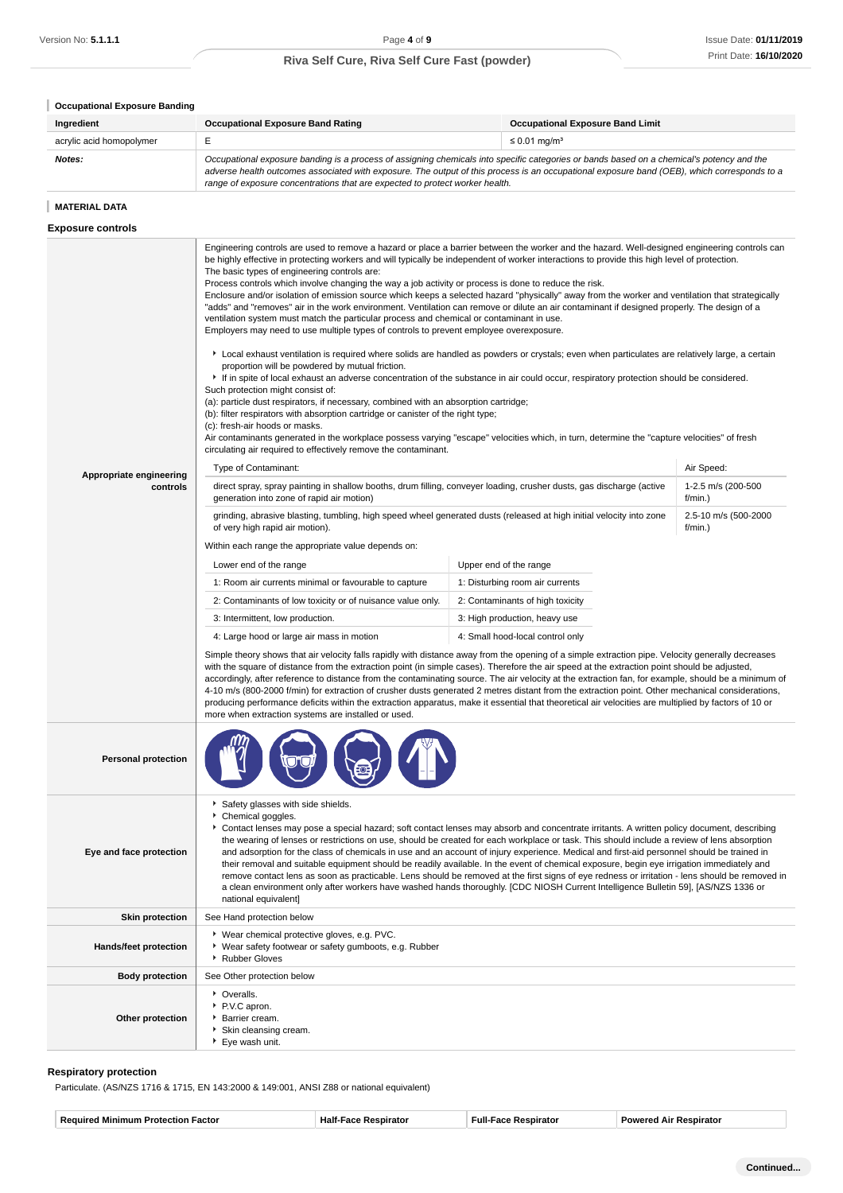### Occupational Exposure Banding

| Ingredient | Occupational Exposure Band Rating | Occupational Exposure Band Limit |
|---|---|---|
| acrylic acid homopolymer | E | ≤ 0.01 mg/m³ |
| **Notes:** | *Occupational exposure banding is a process of assigning chemicals into specific categories or bands based on a chemical's potency and the adverse health outcomes associated with exposure. The output of this process is an occupational exposure band (OEB), which corresponds to a range of exposure concentrations that are expected to protect worker health.* | |

### MATERIAL DATA

## Exposure controls

**Appropriate engineering controls**

Engineering controls are used to remove a hazard or place a barrier between the worker and the hazard. Well-designed engineering controls can be highly effective in protecting workers and will typically be independent of worker interactions to provide this high level of protection.
The basic types of engineering controls are:
Process controls which involve changing the way a job activity or process is done to reduce the risk.
Enclosure and/or isolation of emission source which keeps a selected hazard "physically" away from the worker and ventilation that strategically "adds" and "removes" air in the work environment. Ventilation can remove or dilute an air contaminant if designed properly. The design of a ventilation system must match the particular process and chemical or contaminant in use.
Employers may need to use multiple types of controls to prevent employee overexposure.

- Local exhaust ventilation is required where solids are handled as powders or crystals; even when particulates are relatively large, a certain proportion will be powdered by mutual friction.
- If in spite of local exhaust an adverse concentration of the substance in air could occur, respiratory protection should be considered.

Such protection might consist of:
(a): particle dust respirators, if necessary, combined with an absorption cartridge;
(b): filter respirators with absorption cartridge or canister of the right type;
(c): fresh-air hoods or masks.
Air contaminants generated in the workplace possess varying "escape" velocities which, in turn, determine the "capture velocities" of fresh circulating air required to effectively remove the contaminant.

| Type of Contaminant: | Air Speed: |
|---|---|
| direct spray, spray painting in shallow booths, drum filling, conveyer loading, crusher dusts, gas discharge (active generation into zone of rapid air motion) | 1-2.5 m/s (200-500 f/min.) |
| grinding, abrasive blasting, tumbling, high speed wheel generated dusts (released at high initial velocity into zone of very high rapid air motion). | 2.5-10 m/s (500-2000 f/min.) |

Within each range the appropriate value depends on:

| Lower end of the range | Upper end of the range |
|---|---|
| 1: Room air currents minimal or favourable to capture | 1: Disturbing room air currents |
| 2: Contaminants of low toxicity or of nuisance value only. | 2: Contaminants of high toxicity |
| 3: Intermittent, low production. | 3: High production, heavy use |
| 4: Large hood or large air mass in motion | 4: Small hood-local control only |

Simple theory shows that air velocity falls rapidly with distance away from the opening of a simple extraction pipe. Velocity generally decreases with the square of distance from the extraction point (in simple cases). Therefore the air speed at the extraction point should be adjusted, accordingly, after reference to distance from the contaminating source. The air velocity at the extraction fan, for example, should be a minimum of 4-10 m/s (800-2000 f/min) for extraction of crusher dusts generated 2 metres distant from the extraction point. Other mechanical considerations, producing performance deficits within the extraction apparatus, make it essential that theoretical air velocities are multiplied by factors of 10 or more when extraction systems are installed or used.

**Personal protection**

**Eye and face protection**

- Safety glasses with side shields.
- Chemical goggles.
- Contact lenses may pose a special hazard; soft contact lenses may absorb and concentrate irritants. A written policy document, describing the wearing of lenses or restrictions on use, should be created for each workplace or task. This should include a review of lens absorption and adsorption for the class of chemicals in use and an account of injury experience. Medical and first-aid personnel should be trained in their removal and suitable equipment should be readily available. In the event of chemical exposure, begin eye irrigation immediately and remove contact lens as soon as practicable. Lens should be removed at the first signs of eye redness or irritation - lens should be removed in a clean environment only after workers have washed hands thoroughly. [CDC NIOSH Current Intelligence Bulletin 59], [AS/NZS 1336 or national equivalent]

**Skin protection**

See Hand protection below

**Hands/feet protection**

- Wear chemical protective gloves, e.g. PVC.
- Wear safety footwear or safety gumboots, e.g. Rubber
- Rubber Gloves

**Body protection**

See Other protection below

**Other protection**

- Overalls.
- P.V.C apron.
- Barrier cream.
- Skin cleansing cream.
- Eye wash unit.

## Respiratory protection

Particulate. (AS/NZS 1716 & 1715, EN 143:2000 & 149:001, ANSI Z88 or national equivalent)

| Required Minimum Protection Factor | Half-Face Respirator | Full-Face Respirator | Powered Air Respirator |
|---|---|---|---|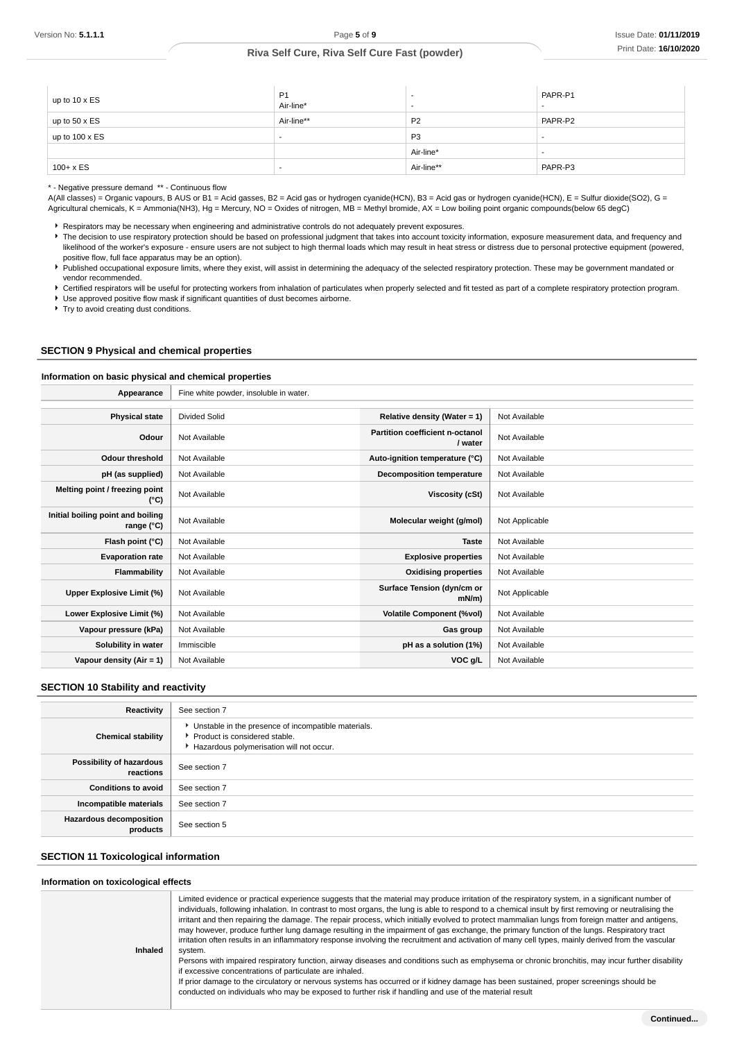| | | | |
|---|---|---|---|
| up to 10 x ES | P1<br>Air-line* | -<br>- | PAPR-P1<br>- |
| up to 50 x ES | Air-line** | P2 | PAPR-P2 |
| up to 100 x ES | - | P3 | - |
| | | Air-line* | - |
| 100+ x ES | - | Air-line** | PAPR-P3 |

\* - Negative pressure demand  ** - Continuous flow

A(All classes) = Organic vapours, B AUS or B1 = Acid gasses, B2 = Acid gas or hydrogen cyanide(HCN), B3 = Acid gas or hydrogen cyanide(HCN), E = Sulfur dioxide(SO2), G = Agricultural chemicals, K = Ammonia(NH3), Hg = Mercury, NO = Oxides of nitrogen, MB = Methyl bromide, AX = Low boiling point organic compounds(below 65 degC)

- Respirators may be necessary when engineering and administrative controls do not adequately prevent exposures.
- The decision to use respiratory protection should be based on professional judgment that takes into account toxicity information, exposure measurement data, and frequency and likelihood of the worker's exposure - ensure users are not subject to high thermal loads which may result in heat stress or distress due to personal protective equipment (powered, positive flow, full face apparatus may be an option).
- Published occupational exposure limits, where they exist, will assist in determining the adequacy of the selected respiratory protection. These may be government mandated or vendor recommended.
- Certified respirators will be useful for protecting workers from inhalation of particulates when properly selected and fit tested as part of a complete respiratory protection program.
- Use approved positive flow mask if significant quantities of dust becomes airborne.
- Try to avoid creating dust conditions.

## SECTION 9 Physical and chemical properties

### Information on basic physical and chemical properties

| | |
|---|---|
| **Appearance** | Fine white powder, insoluble in water. |

| | | | |
|---|---|---|---|
| **Physical state** | Divided Solid | **Relative density (Water = 1)** | Not Available |
| **Odour** | Not Available | **Partition coefficient n-octanol / water** | Not Available |
| **Odour threshold** | Not Available | **Auto-ignition temperature (°C)** | Not Available |
| **pH (as supplied)** | Not Available | **Decomposition temperature** | Not Available |
| **Melting point / freezing point (°C)** | Not Available | **Viscosity (cSt)** | Not Available |
| **Initial boiling point and boiling range (°C)** | Not Available | **Molecular weight (g/mol)** | Not Applicable |
| **Flash point (°C)** | Not Available | **Taste** | Not Available |
| **Evaporation rate** | Not Available | **Explosive properties** | Not Available |
| **Flammability** | Not Available | **Oxidising properties** | Not Available |
| **Upper Explosive Limit (%)** | Not Available | **Surface Tension (dyn/cm or mN/m)** | Not Applicable |
| **Lower Explosive Limit (%)** | Not Available | **Volatile Component (%vol)** | Not Available |
| **Vapour pressure (kPa)** | Not Available | **Gas group** | Not Available |
| **Solubility in water** | Immiscible | **pH as a solution (1%)** | Not Available |
| **Vapour density (Air = 1)** | Not Available | **VOC g/L** | Not Available |

## SECTION 10 Stability and reactivity

| | |
|---|---|
| **Reactivity** | See section 7 |
| **Chemical stability** | - Unstable in the presence of incompatible materials.<br>- Product is considered stable.<br>- Hazardous polymerisation will not occur. |
| **Possibility of hazardous reactions** | See section 7 |
| **Conditions to avoid** | See section 7 |
| **Incompatible materials** | See section 7 |
| **Hazardous decomposition products** | See section 5 |

## SECTION 11 Toxicological information

### Information on toxicological effects

| | |
|---|---|
| **Inhaled** | Limited evidence or practical experience suggests that the material may produce irritation of the respiratory system, in a significant number of individuals, following inhalation. In contrast to most organs, the lung is able to respond to a chemical insult by first removing or neutralising the irritant and then repairing the damage. The repair process, which initially evolved to protect mammalian lungs from foreign matter and antigens, may however, produce further lung damage resulting in the impairment of gas exchange, the primary function of the lungs. Respiratory tract irritation often results in an inflammatory response involving the recruitment and activation of many cell types, mainly derived from the vascular system.<br>Persons with impaired respiratory function, airway diseases and conditions such as emphysema or chronic bronchitis, may incur further disability if excessive concentrations of particulate are inhaled.<br>If prior damage to the circulatory or nervous systems has occurred or if kidney damage has been sustained, proper screenings should be conducted on individuals who may be exposed to further risk if handling and use of the material result |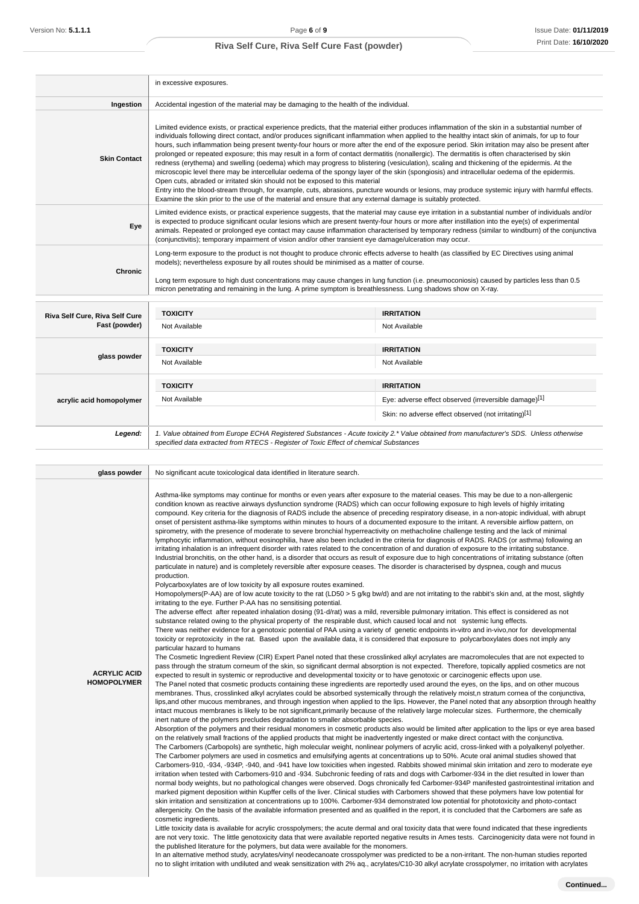| | |
|---|---|
| | in excessive exposures. |
| **Ingestion** | Accidental ingestion of the material may be damaging to the health of the individual. |
| **Skin Contact** | Limited evidence exists, or practical experience predicts, that the material either produces inflammation of the skin in a substantial number of individuals following direct contact, and/or produces significant inflammation when applied to the healthy intact skin of animals, for up to four hours, such inflammation being present twenty-four hours or more after the end of the exposure period. Skin irritation may also be present after prolonged or repeated exposure; this may result in a form of contact dermatitis (nonallergic). The dermatitis is often characterised by skin redness (erythema) and swelling (oedema) which may progress to blistering (vesiculation), scaling and thickening of the epidermis. At the microscopic level there may be intercellular oedema of the spongy layer of the skin (spongiosis) and intracellular oedema of the epidermis. Open cuts, abraded or irritated skin should not be exposed to this material<br>Entry into the blood-stream through, for example, cuts, abrasions, puncture wounds or lesions, may produce systemic injury with harmful effects. Examine the skin prior to the use of the material and ensure that any external damage is suitably protected. |
| **Eye** | Limited evidence exists, or practical experience suggests, that the material may cause eye irritation in a substantial number of individuals and/or is expected to produce significant ocular lesions which are present twenty-four hours or more after instillation into the eye(s) of experimental animals. Repeated or prolonged eye contact may cause inflammation characterised by temporary redness (similar to windburn) of the conjunctiva (conjunctivitis); temporary impairment of vision and/or other transient eye damage/ulceration may occur. |
| **Chronic** | Long-term exposure to the product is not thought to produce chronic effects adverse to health (as classified by EC Directives using animal models); nevertheless exposure by all routes should be minimised as a matter of course.<br><br>Long term exposure to high dust concentrations may cause changes in lung function (i.e. pneumoconiosis) caused by particles less than 0.5 micron penetrating and remaining in the lung. A prime symptom is breathlessness. Lung shadows show on X-ray. |

| | TOXICITY | IRRITATION |
|---|---|---|
| **Riva Self Cure, Riva Self Cure Fast (powder)** | Not Available | Not Available |
| **glass powder** | Not Available | Not Available |
| **acrylic acid homopolymer** | Not Available | Eye: adverse effect observed (irreversible damage)[1] |
| | | Skin: no adverse effect observed (not irritating)[1] |
| ***Legend:*** | *1. Value obtained from Europe ECHA Registered Substances - Acute toxicity 2.\* Value obtained from manufacturer's SDS. Unless otherwise specified data extracted from RTECS - Register of Toxic Effect of chemical Substances* | |

| | |
|---|---|
| **glass powder** | No significant acute toxicological data identified in literature search. |
| **ACRYLIC ACID HOMOPOLYMER** | Asthma-like symptoms may continue for months or even years after exposure to the material ceases. This may be due to a non-allergenic condition known as reactive airways dysfunction syndrome (RADS) which can occur following exposure to high levels of highly irritating compound. Key criteria for the diagnosis of RADS include the absence of preceding respiratory disease, in a non-atopic individual, with abrupt onset of persistent asthma-like symptoms within minutes to hours of a documented exposure to the irritant. A reversible airflow pattern, on spirometry, with the presence of moderate to severe bronchial hyperreactivity on methacholine challenge testing and the lack of minimal lymphocytic inflammation, without eosinophilia, have also been included in the criteria for diagnosis of RADS. RADS (or asthma) following an irritating inhalation is an infrequent disorder with rates related to the concentration of and duration of exposure to the irritating substance. Industrial bronchitis, on the other hand, is a disorder that occurs as result of exposure due to high concentrations of irritating substance (often particulate in nature) and is completely reversible after exposure ceases. The disorder is characterised by dyspnea, cough and mucus production.<br>Polycarboxylates are of low toxicity by all exposure routes examined.<br>Homopolymers(P-AA) are of low acute toxicity to the rat (LD50 > 5 g/kg bw/d) and are not irritating to the rabbit's skin and, at the most, slightly irritating to the eye. Further P-AA has no sensitising potential.<br>The adverse effect after repeated inhalation dosing (91-d/rat) was a mild, reversible pulmonary irritation. This effect is considered as not substance related owing to the physical property of the respirable dust, which caused local and not systemic lung effects.<br>There was neither evidence for a genotoxic potential of PAA using a variety of genetic endpoints in-vitro and in-vivo,nor for developmental toxicity or reprotoxicity in the rat. Based upon the available data, it is considered that exposure to polycarboxylates does not imply any particular hazard to humans<br>The Cosmetic Ingredient Review (CIR) Expert Panel noted that these crosslinked alkyl acrylates are macromolecules that are not expected to pass through the stratum corneum of the skin, so significant dermal absorption is not expected. Therefore, topically applied cosmetics are not expected to result in systemic or reproductive and developmental toxicity or to have genotoxic or carcinogenic effects upon use.<br>The Panel noted that cosmetic products containing these ingredients are reportedly used around the eyes, on the lips, and on other mucous membranes. Thus, crosslinked alkyl acrylates could be absorbed systemically through the relatively moist,n stratum cornea of the conjunctiva, lips,and other mucous membranes, and through ingestion when applied to the lips. However, the Panel noted that any absorption through healthy intact mucous membranes is likely to be not significant,primarily because of the relatively large molecular sizes. Furthermore, the chemically inert nature of the polymers precludes degradation to smaller absorbable species.<br>Absorption of the polymers and their residual monomers in cosmetic products also would be limited after application to the lips or eye area based on the relatively small fractions of the applied products that might be inadvertently ingested or make direct contact with the conjunctiva.<br>The Carbomers (Carbopols) are synthetic, high molecular weight, nonlinear polymers of acrylic acid, cross-linked with a polyalkenyl polyether. The Carbomer polymers are used in cosmetics and emulsifying agents at concentrations up to 50%. Acute oral animal studies showed that Carbomers-910, -934, -934P, -940, and -941 have low toxicities when ingested. Rabbits showed minimal skin irritation and zero to moderate eye irritation when tested with Carbomers-910 and -934. Subchronic feeding of rats and dogs with Carbomer-934 in the diet resulted in lower than normal body weights, but no pathological changes were observed. Dogs chronically fed Carbomer-934P manifested gastrointestinal irritation and marked pigment deposition within Kupffer cells of the liver. Clinical studies with Carbomers showed that these polymers have low potential for skin irritation and sensitization at concentrations up to 100%. Carbomer-934 demonstrated low potential for phototoxicity and photo-contact allergenicity. On the basis of the available information presented and as qualified in the report, it is concluded that the Carbomers are safe as cosmetic ingredients.<br>Little toxicity data is available for acrylic crosspolymers; the acute dermal and oral toxicity data that were found indicated that these ingredients are not very toxic. The little genotoxicity data that were available reported negative results in Ames tests. Carcinogenicity data were not found in the published literature for the polymers, but data were available for the monomers.<br>In an alternative method study, acrylates/vinyl neodecanoate crosspolymer was predicted to be a non-irritant. The non-human studies reported no to slight irritation with undiluted and weak sensitization with 2% aq., acrylates/C10-30 alkyl acrylate crosspolymer, no irritation with acrylates |

**Continued...**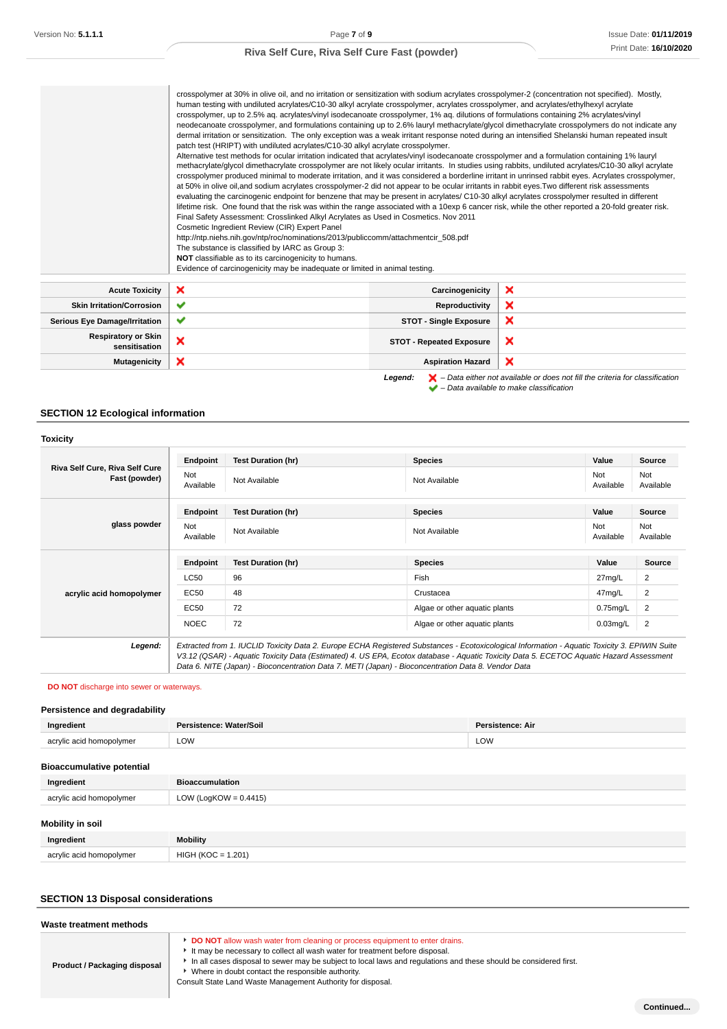| | |
|---|---|
| | crosspolymer at 30% in olive oil, and no irritation or sensitization with sodium acrylates crosspolymer-2 (concentration not specified). Mostly, human testing with undiluted acrylates/C10-30 alkyl acrylate crosspolymer, acrylates crosspolymer, and acrylates/ethylhexyl acrylate crosspolymer, up to 2.5% aq. acrylates/vinyl isodecanoate crosspolymer, 1% aq. dilutions of formulations containing 2% acrylates/vinyl neodecanoate crosspolymer, and formulations containing up to 2.6% lauryl methacrylate/glycol dimethacrylate crosspolymers do not indicate any dermal irritation or sensitization. The only exception was a weak irritant response noted during an intensified Shelanski human repeated insult patch test (HRIPT) with undiluted acrylates/C10-30 alkyl acrylate crosspolymer.<br>Alternative test methods for ocular irritation indicated that acrylates/vinyl isodecanoate crosspolymer and a formulation containing 1% lauryl methacrylate/glycol dimethacrylate crosspolymer are not likely ocular irritants. In studies using rabbits, undiluted acrylates/C10-30 alkyl acrylate crosspolymer produced minimal to moderate irritation, and it was considered a borderline irritant in unrinsed rabbit eyes. Acrylates crosspolymer, at 50% in olive oil,and sodium acrylates crosspolymer-2 did not appear to be ocular irritants in rabbit eyes.Two different risk assessments evaluating the carcinogenic endpoint for benzene that may be present in acrylates/ C10-30 alkyl acrylates crosspolymer resulted in different lifetime risk. One found that the risk was within the range associated with a 10exp 6 cancer risk, while the other reported a 20-fold greater risk.<br>Final Safety Assessment: Crosslinked Alkyl Acrylates as Used in Cosmetics. Nov 2011<br>Cosmetic Ingredient Review (CIR) Expert Panel<br>http://ntp.niehs.nih.gov/ntp/roc/nominations/2013/publiccomm/attachmentcir_508.pdf<br>The substance is classified by IARC as Group 3:<br>**NOT** classifiable as to its carcinogenicity to humans.<br>Evidence of carcinogenicity may be inadequate or limited in animal testing. |

| | | | |
|---|---|---|---|
| **Acute Toxicity** | ❌ | **Carcinogenicity** | ❌ |
| **Skin Irritation/Corrosion** | ✔ | **Reproductivity** | ❌ |
| **Serious Eye Damage/Irritation** | ✔ | **STOT - Single Exposure** | ❌ |
| **Respiratory or Skin sensitisation** | ❌ | **STOT - Repeated Exposure** | ❌ |
| **Mutagenicity** | ❌ | **Aspiration Hazard** | ❌ |

***Legend:*** ❌ *– Data either not available or does not fill the criteria for classification*
✔ *– Data available to make classification*

## SECTION 12 Ecological information

### Toxicity

| | Endpoint | Test Duration (hr) | Species | Value | Source |
|---|---|---|---|---|---|
| **Riva Self Cure, Riva Self Cure Fast (powder)** | Not Available | Not Available | Not Available | Not Available | Not Available |
| **glass powder** | Not Available | Not Available | Not Available | Not Available | Not Available |
| **acrylic acid homopolymer** | LC50 | 96 | Fish | 27mg/L | 2 |
| | EC50 | 48 | Crustacea | 47mg/L | 2 |
| | EC50 | 72 | Algae or other aquatic plants | 0.75mg/L | 2 |
| | NOEC | 72 | Algae or other aquatic plants | 0.03mg/L | 2 |
| ***Legend:*** | *Extracted from 1. IUCLID Toxicity Data 2. Europe ECHA Registered Substances - Ecotoxicological Information - Aquatic Toxicity 3. EPIWIN Suite V3.12 (QSAR) - Aquatic Toxicity Data (Estimated) 4. US EPA, Ecotox database - Aquatic Toxicity Data 5. ECETOC Aquatic Hazard Assessment Data 6. NITE (Japan) - Bioconcentration Data 7. METI (Japan) - Bioconcentration Data 8. Vendor Data* | | | | |

**DO NOT** discharge into sewer or waterways.

### Persistence and degradability

| Ingredient | Persistence: Water/Soil | Persistence: Air |
|---|---|---|
| acrylic acid homopolymer | LOW | LOW |

### Bioaccumulative potential

| Ingredient | Bioaccumulation |
|---|---|
| acrylic acid homopolymer | LOW (LogKOW = 0.4415) |

### Mobility in soil

| Ingredient | Mobility |
|---|---|
| acrylic acid homopolymer | HIGH (KOC = 1.201) |

## SECTION 13 Disposal considerations

### Waste treatment methods

| | |
|---|---|
| **Product / Packaging disposal** | ▸ **DO NOT** allow wash water from cleaning or process equipment to enter drains.<br>▸ It may be necessary to collect all wash water for treatment before disposal.<br>▸ In all cases disposal to sewer may be subject to local laws and regulations and these should be considered first.<br>▸ Where in doubt contact the responsible authority.<br>Consult State Land Waste Management Authority for disposal. |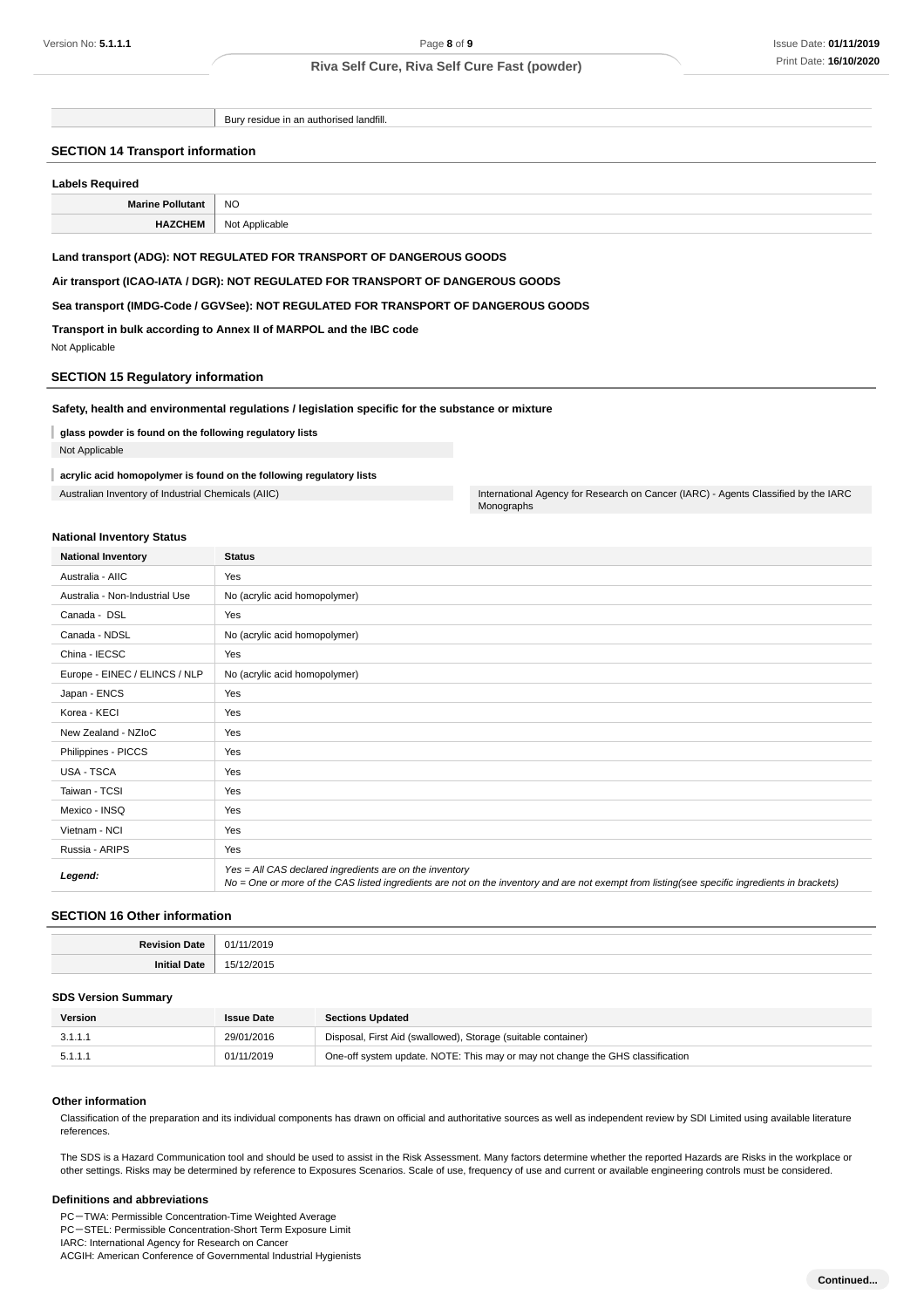| | Bury residue in an authorised landfill. |
|---|---|

## SECTION 14 Transport information

### Labels Required

| | |
|---|---|
| **Marine Pollutant** | NO |
| **HAZCHEM** | Not Applicable |

**Land transport (ADG): NOT REGULATED FOR TRANSPORT OF DANGEROUS GOODS**

**Air transport (ICAO-IATA / DGR): NOT REGULATED FOR TRANSPORT OF DANGEROUS GOODS**

**Sea transport (IMDG-Code / GGVSee): NOT REGULATED FOR TRANSPORT OF DANGEROUS GOODS**

**Transport in bulk according to Annex II of MARPOL and the IBC code**

Not Applicable

## SECTION 15 Regulatory information

### Safety, health and environmental regulations / legislation specific for the substance or mixture

**glass powder is found on the following regulatory lists**

Not Applicable

**acrylic acid homopolymer is found on the following regulatory lists**

Australian Inventory of Industrial Chemicals (AIIC)

International Agency for Research on Cancer (IARC) - Agents Classified by the IARC Monographs

### National Inventory Status

| National Inventory | Status |
|---|---|
| Australia - AIIC | Yes |
| Australia - Non-Industrial Use | No (acrylic acid homopolymer) |
| Canada - DSL | Yes |
| Canada - NDSL | No (acrylic acid homopolymer) |
| China - IECSC | Yes |
| Europe - EINEC / ELINCS / NLP | No (acrylic acid homopolymer) |
| Japan - ENCS | Yes |
| Korea - KECI | Yes |
| New Zealand - NZIoC | Yes |
| Philippines - PICCS | Yes |
| USA - TSCA | Yes |
| Taiwan - TCSI | Yes |
| Mexico - INSQ | Yes |
| Vietnam - NCI | Yes |
| Russia - ARIPS | Yes |
| ***Legend:*** | *Yes = All CAS declared ingredients are on the inventory*<br>*No = One or more of the CAS listed ingredients are not on the inventory and are not exempt from listing(see specific ingredients in brackets)* |

## SECTION 16 Other information

| | |
|---|---|
| **Revision Date** | 01/11/2019 |
| **Initial Date** | 15/12/2015 |

### SDS Version Summary

| Version | Issue Date | Sections Updated |
|---|---|---|
| 3.1.1.1 | 29/01/2016 | Disposal, First Aid (swallowed), Storage (suitable container) |
| 5.1.1.1 | 01/11/2019 | One-off system update. NOTE: This may or may not change the GHS classification |

### Other information

Classification of the preparation and its individual components has drawn on official and authoritative sources as well as independent review by SDI Limited using available literature references.

The SDS is a Hazard Communication tool and should be used to assist in the Risk Assessment. Many factors determine whether the reported Hazards are Risks in the workplace or other settings. Risks may be determined by reference to Exposures Scenarios. Scale of use, frequency of use and current or available engineering controls must be considered.

### Definitions and abbreviations

PC－TWA: Permissible Concentration-Time Weighted Average
PC－STEL: Permissible Concentration-Short Term Exposure Limit
IARC: International Agency for Research on Cancer
ACGIH: American Conference of Governmental Industrial Hygienists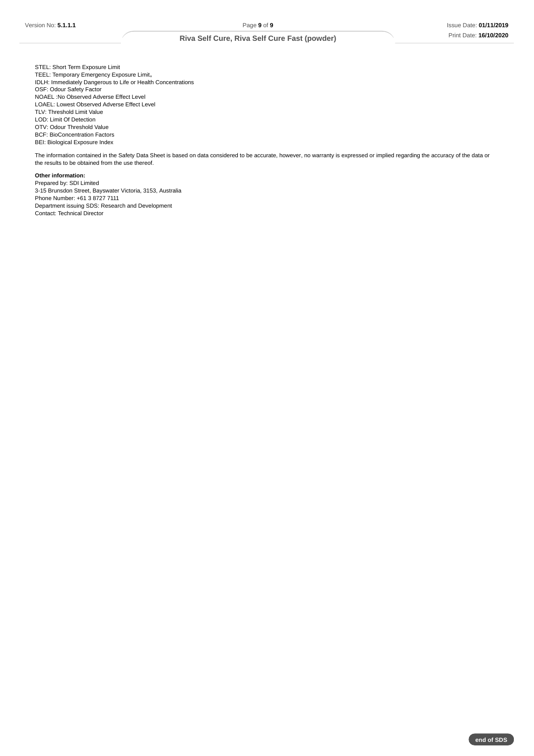STEL: Short Term Exposure Limit
TEEL: Temporary Emergency Exposure Limit。
IDLH: Immediately Dangerous to Life or Health Concentrations
OSF: Odour Safety Factor
NOAEL :No Observed Adverse Effect Level
LOAEL: Lowest Observed Adverse Effect Level
TLV: Threshold Limit Value
LOD: Limit Of Detection
OTV: Odour Threshold Value
BCF: BioConcentration Factors
BEI: Biological Exposure Index

The information contained in the Safety Data Sheet is based on data considered to be accurate, however, no warranty is expressed or implied regarding the accuracy of the data or the results to be obtained from the use thereof.

**Other information:**
Prepared by: SDI Limited
3-15 Brunsdon Street, Bayswater Victoria, 3153, Australia
Phone Number: +61 3 8727 7111
Department issuing SDS: Research and Development
Contact: Technical Director

**end of SDS**